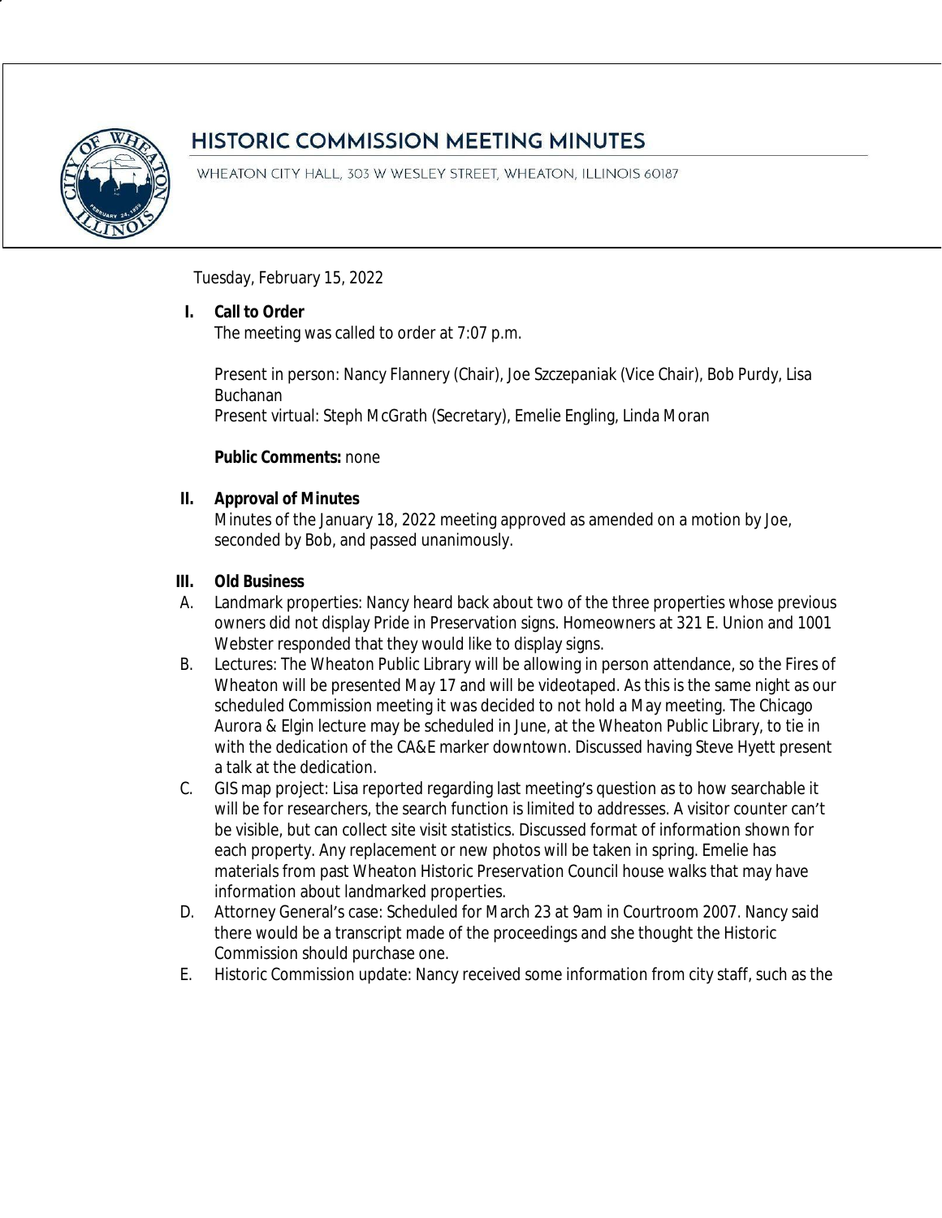# HISTORIC COMMISSION MEETING MINUTES

WHEATON CITY HALL, 303 W WESLEY STREET, WHEATON, ILLINOIS 60187

Tuesday, February 15, 2022

## I. Call to Order

The meeting was called to order at 7:07 p.m.

Present in person: Nancy Flannery (Chair), Joe Szczepaniak (Vice Chair), Bob Purdy, Lisa Buchanan
Present virtual: Steph McGrath (Secretary), Emelie Engling, Linda Moran

**Public Comments:** none

## II. Approval of Minutes

Minutes of the January 18, 2022 meeting approved as amended on a motion by Joe, seconded by Bob, and passed unanimously.

## III. Old Business

A. Landmark properties: Nancy heard back about two of the three properties whose previous owners did not display Pride in Preservation signs. Homeowners at 321 E. Union and 1001 Webster responded that they would like to display signs.

B. Lectures: The Wheaton Public Library will be allowing in person attendance, so the Fires of Wheaton will be presented May 17 and will be videotaped. As this is the same night as our scheduled Commission meeting it was decided to not hold a May meeting. The Chicago Aurora & Elgin lecture may be scheduled in June, at the Wheaton Public Library, to tie in with the dedication of the CA&E marker downtown. Discussed having Steve Hyett present a talk at the dedication.

C. GIS map project: Lisa reported regarding last meeting's question as to how searchable it will be for researchers, the search function is limited to addresses. A visitor counter can't be visible, but can collect site visit statistics. Discussed format of information shown for each property. Any replacement or new photos will be taken in spring. Emelie has materials from past Wheaton Historic Preservation Council house walks that may have information about landmarked properties.

D. Attorney General's case: Scheduled for March 23 at 9am in Courtroom 2007. Nancy said there would be a transcript made of the proceedings and she thought the Historic Commission should purchase one.

E. Historic Commission update: Nancy received some information from city staff, such as the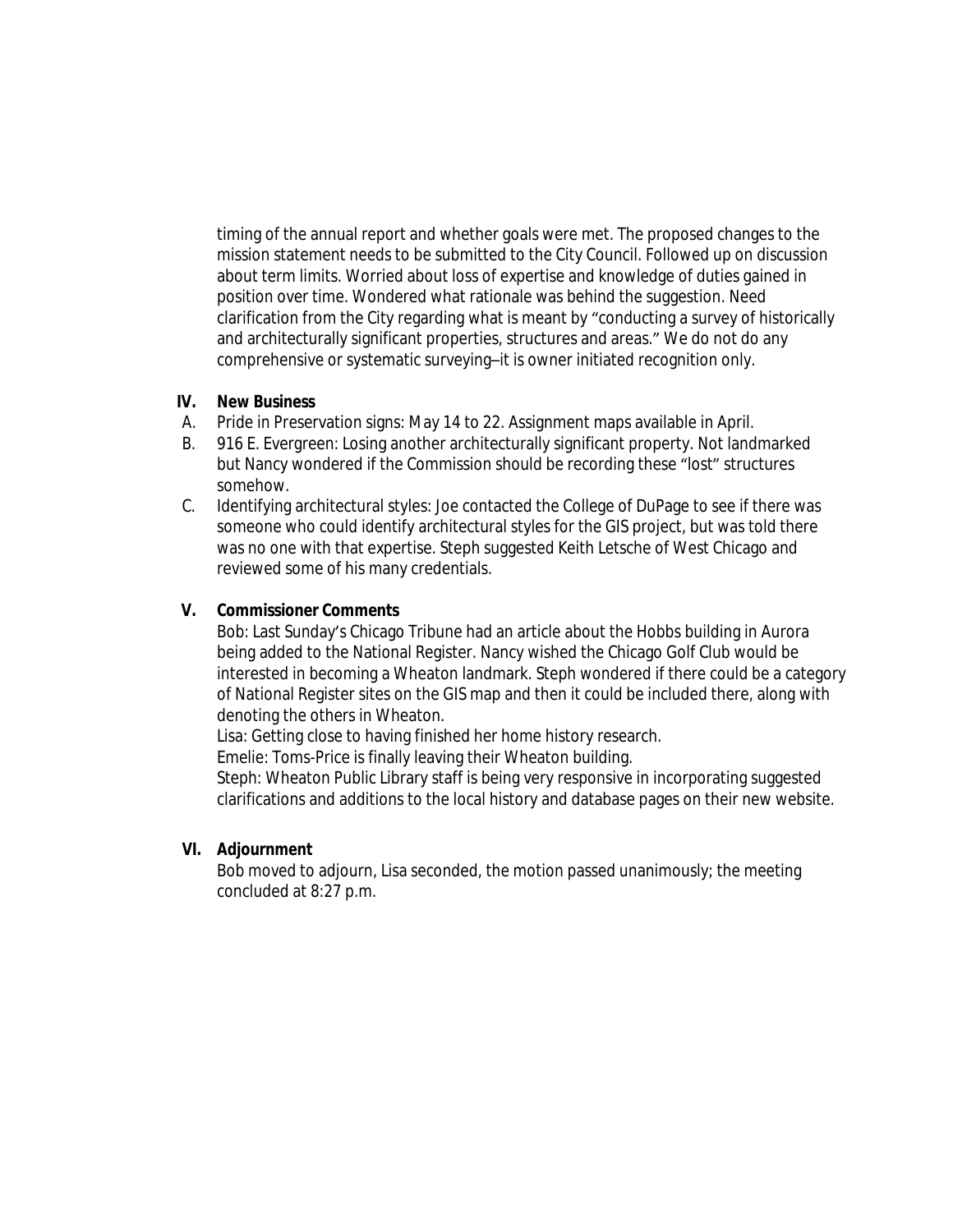timing of the annual report and whether goals were met. The proposed changes to the mission statement needs to be submitted to the City Council. Followed up on discussion about term limits. Worried about loss of expertise and knowledge of duties gained in position over time. Wondered what rationale was behind the suggestion. Need clarification from the City regarding what is meant by "conducting a survey of historically and architecturally significant properties, structures and areas." We do not do any comprehensive or systematic surveying–it is owner initiated recognition only.

**IV. New Business**

A. Pride in Preservation signs: May 14 to 22. Assignment maps available in April.

B. 916 E. Evergreen: Losing another architecturally significant property. Not landmarked but Nancy wondered if the Commission should be recording these "lost" structures somehow.

C. Identifying architectural styles: Joe contacted the College of DuPage to see if there was someone who could identify architectural styles for the GIS project, but was told there was no one with that expertise. Steph suggested Keith Letsche of West Chicago and reviewed some of his many credentials.

**V. Commissioner Comments**

Bob: Last Sunday's Chicago Tribune had an article about the Hobbs building in Aurora being added to the National Register. Nancy wished the Chicago Golf Club would be interested in becoming a Wheaton landmark. Steph wondered if there could be a category of National Register sites on the GIS map and then it could be included there, along with denoting the others in Wheaton.

Lisa: Getting close to having finished her home history research.

Emelie: Toms-Price is finally leaving their Wheaton building.

Steph: Wheaton Public Library staff is being very responsive in incorporating suggested clarifications and additions to the local history and database pages on their new website.

**VI. Adjournment**

Bob moved to adjourn, Lisa seconded, the motion passed unanimously; the meeting concluded at 8:27 p.m.